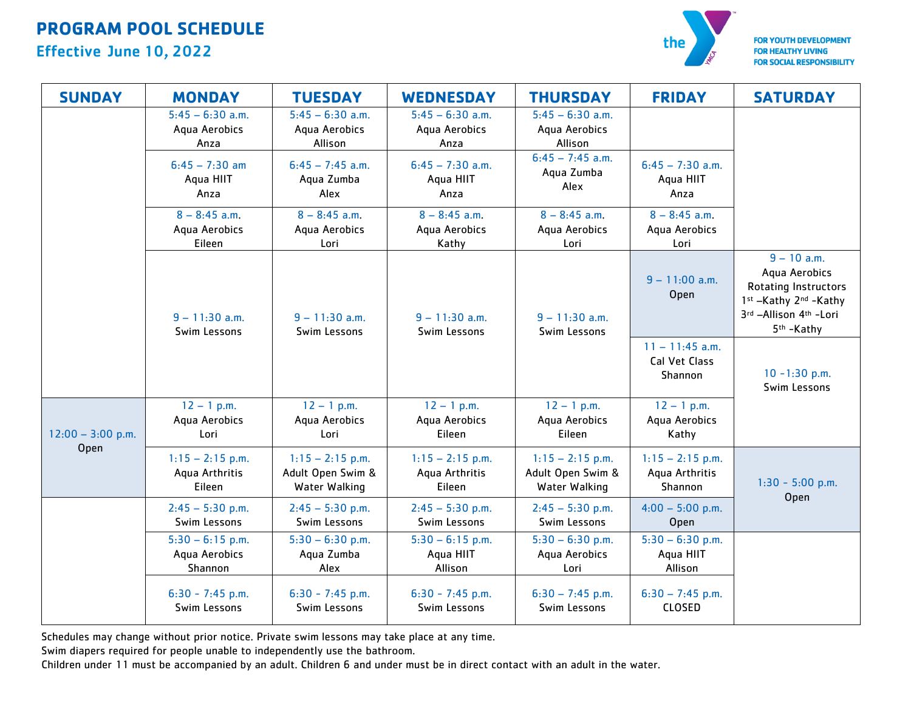# PROGRAM POOL SCHEDULE

## Effective June 10, 2022

the YMCA — FOR YOUTH DEVELOPMENT · FOR HEALTHY LIVING · FOR SOCIAL RESPONSIBILITY

| SUNDAY | MONDAY | TUESDAY | WEDNESDAY | THURSDAY | FRIDAY | SATURDAY |
|---|---|---|---|---|---|---|
| | 5:45 – 6:30 a.m. Aqua Aerobics Anza | 5:45 – 6:30 a.m. Aqua Aerobics Allison | 5:45 – 6:30 a.m. Aqua Aerobics Anza | 5:45 – 6:30 a.m. Aqua Aerobics Allison | | |
| | 6:45 – 7:30 am Aqua HIIT Anza | 6:45 – 7:45 a.m. Aqua Zumba Alex | 6:45 – 7:30 a.m. Aqua HIIT Anza | 6:45 – 7:45 a.m. Aqua Zumba Alex | 6:45 – 7:30 a.m. Aqua HIIT Anza | |
| | 8 – 8:45 a.m. Aqua Aerobics Eileen | 8 – 8:45 a.m. Aqua Aerobics Lori | 8 – 8:45 a.m. Aqua Aerobics Kathy | 8 – 8:45 a.m. Aqua Aerobics Lori | 8 – 8:45 a.m. Aqua Aerobics Lori | |
| | 9 – 11:30 a.m. Swim Lessons | 9 – 11:30 a.m. Swim Lessons | 9 – 11:30 a.m. Swim Lessons | 9 – 11:30 a.m. Swim Lessons | 9 – 11:00 a.m. Open | 9 – 10 a.m. Aqua Aerobics Rotating Instructors 1st –Kathy 2nd –Kathy 3rd –Allison 4th –Lori 5th –Kathy |
| | | | | | 11 – 11:45 a.m. Cal Vet Class Shannon | 10 -1:30 p.m. Swim Lessons |
| 12:00 – 3:00 p.m. Open | 12 – 1 p.m. Aqua Aerobics Lori | 12 – 1 p.m. Aqua Aerobics Lori | 12 – 1 p.m. Aqua Aerobics Eileen | 12 – 1 p.m. Aqua Aerobics Eileen | 12 – 1 p.m. Aqua Aerobics Kathy | |
| | 1:15 – 2:15 p.m. Aqua Arthritis Eileen | 1:15 – 2:15 p.m. Adult Open Swim & Water Walking | 1:15 – 2:15 p.m. Aqua Arthritis Eileen | 1:15 – 2:15 p.m. Adult Open Swim & Water Walking | 1:15 – 2:15 p.m. Aqua Arthritis Shannon | 1:30 - 5:00 p.m. Open |
| | 2:45 – 5:30 p.m. Swim Lessons | 2:45 – 5:30 p.m. Swim Lessons | 2:45 – 5:30 p.m. Swim Lessons | 2:45 – 5:30 p.m. Swim Lessons | 4:00 – 5:00 p.m. Open | |
| | 5:30 – 6:15 p.m. Aqua Aerobics Shannon | 5:30 – 6:30 p.m. Aqua Zumba Alex | 5:30 – 6:15 p.m. Aqua HIIT Allison | 5:30 – 6:30 p.m. Aqua Aerobics Lori | 5:30 – 6:30 p.m. Aqua HIIT Allison | |
| | 6:30 - 7:45 p.m. Swim Lessons | 6:30 - 7:45 p.m. Swim Lessons | 6:30 - 7:45 p.m. Swim Lessons | 6:30 - 7:45 p.m. Swim Lessons | 6:30 – 7:45 p.m. CLOSED | |

Schedules may change without prior notice. Private swim lessons may take place at any time.

Swim diapers required for people unable to independently use the bathroom.

Children under 11 must be accompanied by an adult. Children 6 and under must be in direct contact with an adult in the water.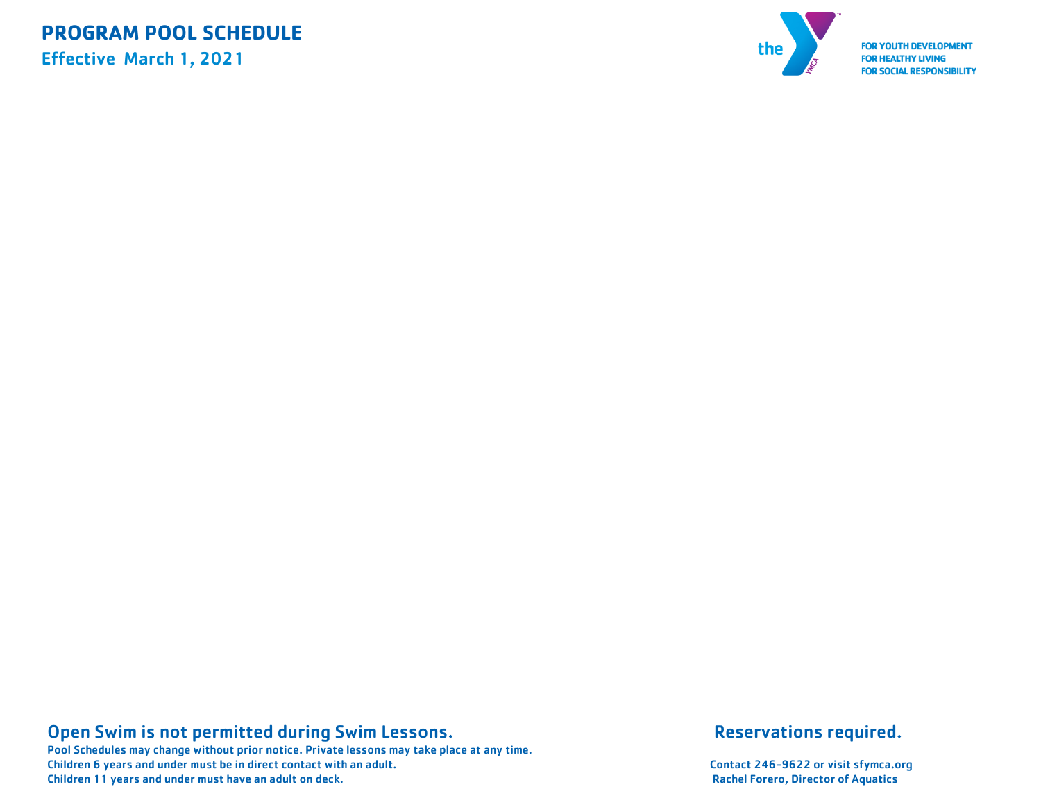# PROGRAM POOL SCHEDULE

Effective March 1, 2021

the YMCA

FOR YOUTH DEVELOPMENT
FOR HEALTHY LIVING
FOR SOCIAL RESPONSIBILITY

## Open Swim is not permitted during Swim Lessons.

**Pool Schedules may change without prior notice. Private lessons may take place at any time.**
**Children 6 years and under must be in direct contact with an adult.**
**Children 11 years and under must have an adult on deck.**

## Reservations required.

**Contact 246-9622 or visit sfymca.org**
**Rachel Forero, Director of Aquatics**